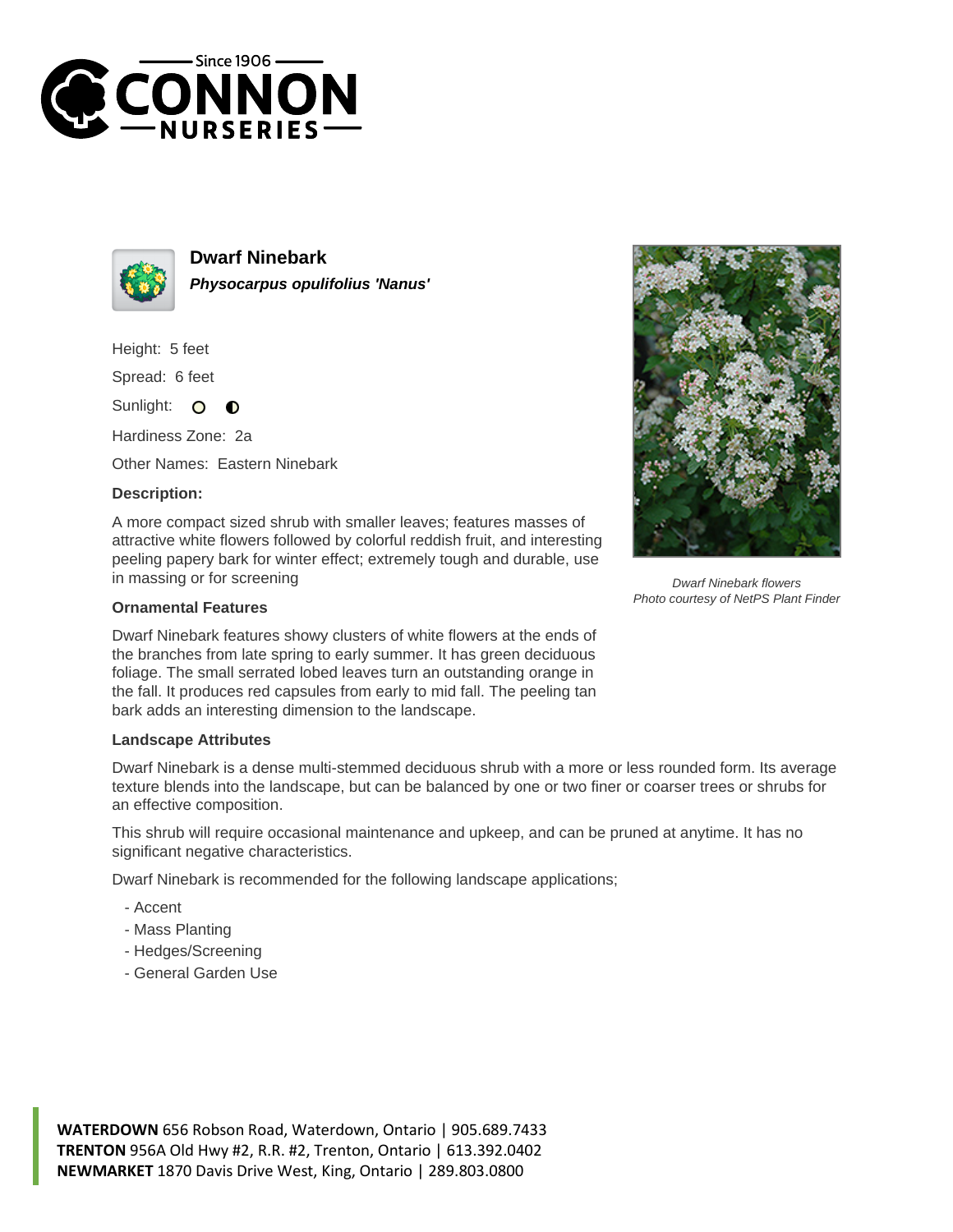Since 1906
# CONNON NURSERIES

## Dwarf Ninebark

***Physocarpus opulifolius 'Nanus'***

Height: 5 feet

Spread: 6 feet

Sunlight:

Hardiness Zone: 2a

Other Names: Eastern Ninebark

**Description:**

A more compact sized shrub with smaller leaves; features masses of attractive white flowers followed by colorful reddish fruit, and interesting peeling papery bark for winter effect; extremely tough and durable, use in massing or for screening

*Dwarf Ninebark flowers*
*Photo courtesy of NetPS Plant Finder*

### Ornamental Features

Dwarf Ninebark features showy clusters of white flowers at the ends of the branches from late spring to early summer. It has green deciduous foliage. The small serrated lobed leaves turn an outstanding orange in the fall. It produces red capsules from early to mid fall. The peeling tan bark adds an interesting dimension to the landscape.

### Landscape Attributes

Dwarf Ninebark is a dense multi-stemmed deciduous shrub with a more or less rounded form. Its average texture blends into the landscape, but can be balanced by one or two finer or coarser trees or shrubs for an effective composition.

This shrub will require occasional maintenance and upkeep, and can be pruned at anytime. It has no significant negative characteristics.

Dwarf Ninebark is recommended for the following landscape applications;

- Accent
- Mass Planting
- Hedges/Screening
- General Garden Use

**WATERDOWN** 656 Robson Road, Waterdown, Ontario | 905.689.7433
**TRENTON** 956A Old Hwy #2, R.R. #2, Trenton, Ontario | 613.392.0402
**NEWMARKET** 1870 Davis Drive West, King, Ontario | 289.803.0800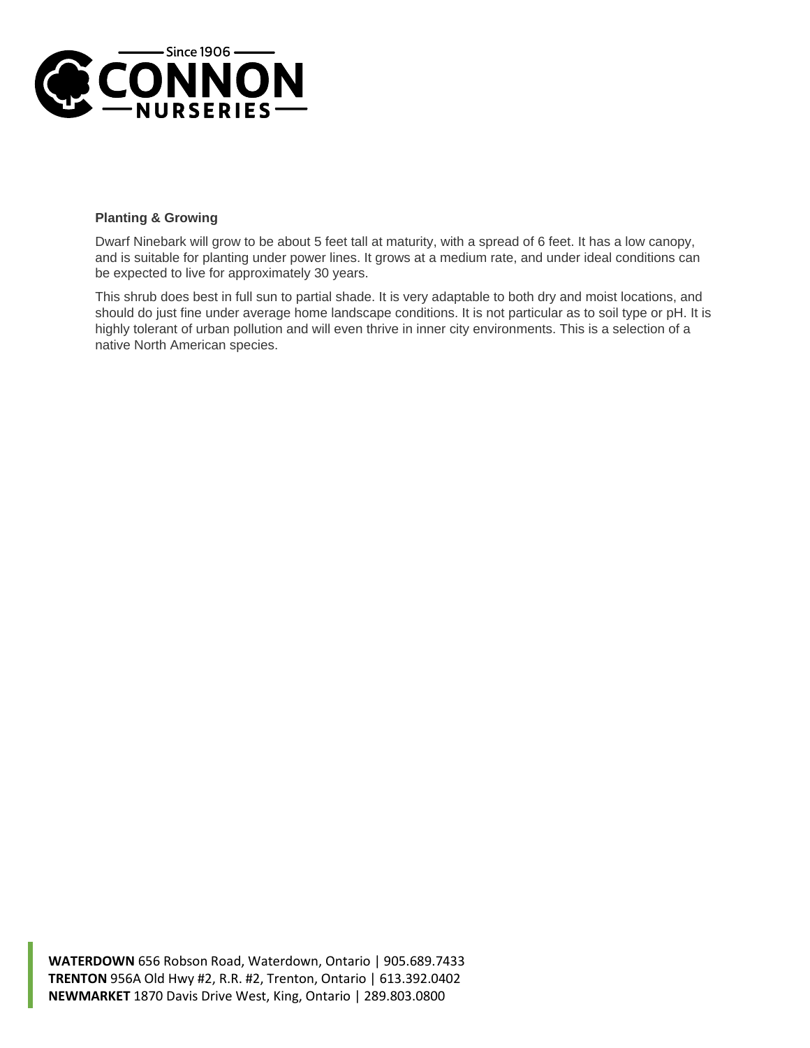### Planting & Growing

Dwarf Ninebark will grow to be about 5 feet tall at maturity, with a spread of 6 feet. It has a low canopy, and is suitable for planting under power lines. It grows at a medium rate, and under ideal conditions can be expected to live for approximately 30 years.

This shrub does best in full sun to partial shade. It is very adaptable to both dry and moist locations, and should do just fine under average home landscape conditions. It is not particular as to soil type or pH. It is highly tolerant of urban pollution and will even thrive in inner city environments. This is a selection of a native North American species.